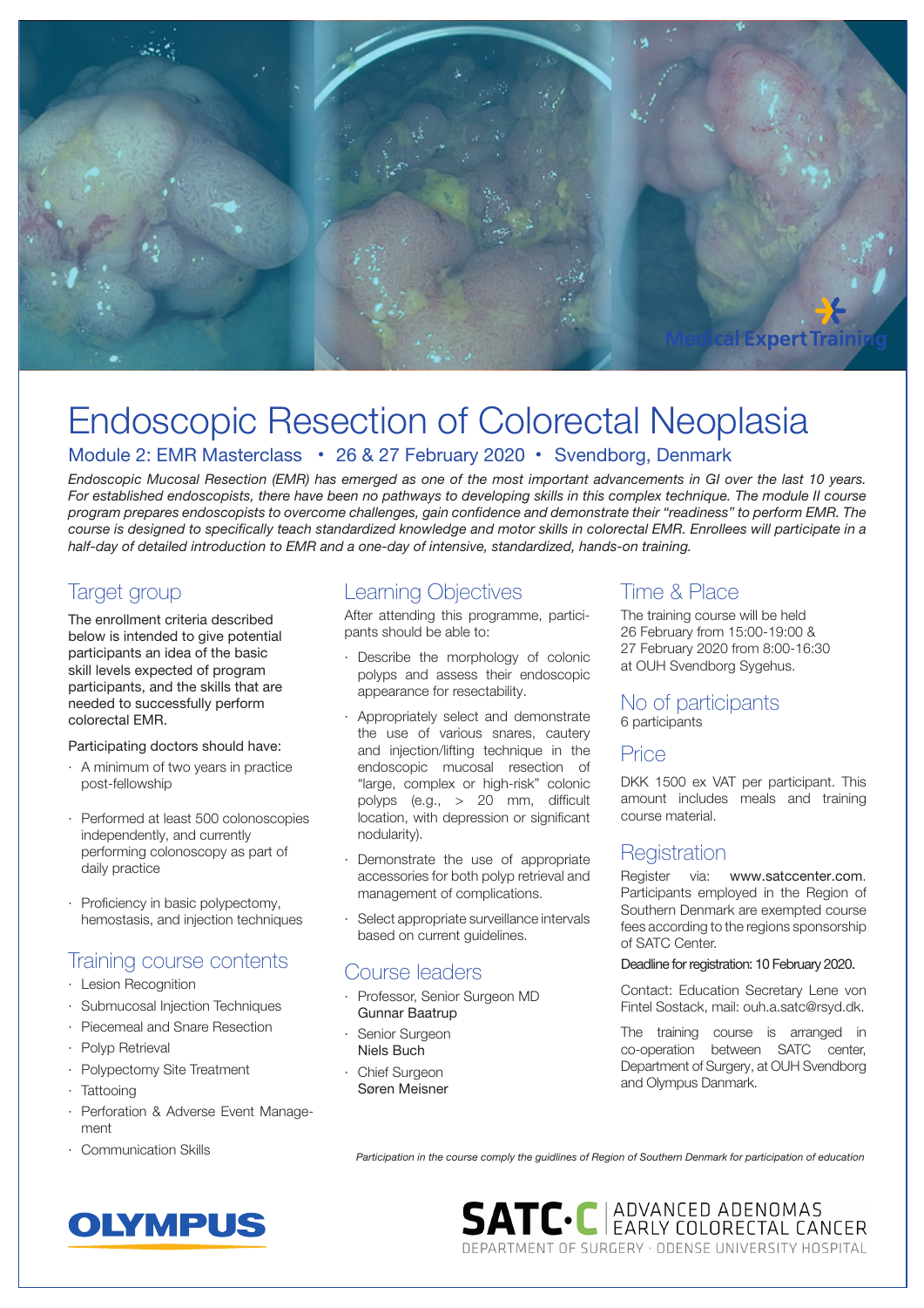# Endoscopic Resection of Colorectal Neoplasia

## Module 2: EMR Masterclass • 26 & 27 February 2020 • Svendborg, Denmark

*Endoscopic Mucosal Resection (EMR) has emerged as one of the most important advancements in GI over the last 10 years. For established endoscopists, there have been no pathways to developing skills in this complex technique. The module II course program prepares endoscopists to overcome challenges, gain confidence and demonstrate their "readiness" to perform EMR. The course is designed to specifically teach standardized knowledge and motor skills in colorectal EMR. Enrollees will participate in a half-day of detailed introduction to EMR and a one-day of intensive, standardized, hands-on training.*

## Target group

The enrollment criteria described below is intended to give potential participants an idea of the basic skill levels expected of program participants, and the skills that are needed to successfully perform colorectal EMR.

Participating doctors should have:

- A minimum of two years in practice post-fellowship
- Performed at least 500 colonoscopies independently, and currently performing colonoscopy as part of daily practice
- Proficiency in basic polypectomy, hemostasis, and injection techniques

## Training course contents

- Lesion Recognition
- Submucosal Injection Techniques
- Piecemeal and Snare Resection
- Polyp Retrieval
- Polypectomy Site Treatment
- Tattooing
- Perforation & Adverse Event Management
- Communication Skills

## Learning Objectives

After attending this programme, participants should be able to:

- Describe the morphology of colonic polyps and assess their endoscopic appearance for resectability.
- Appropriately select and demonstrate the use of various snares, cautery and injection/lifting technique in the endoscopic mucosal resection of "large, complex or high-risk" colonic polyps (e.g., > 20 mm, difficult location, with depression or significant nodularity).
- Demonstrate the use of appropriate accessories for both polyp retrieval and management of complications.
- Select appropriate surveillance intervals based on current guidelines.

## Course leaders

- Professor, Senior Surgeon MD Gunnar Baatrup
- Senior Surgeon Niels Buch
- Chief Surgeon Søren Meisner

## Time & Place

The training course will be held 26 February from 15:00-19:00 & 27 February 2020 from 8:00-16:30 at OUH Svendborg Sygehus.

## No of participants

6 participants

## Price

DKK 1500 ex VAT per participant. This amount includes meals and training course material.

## Registration

Register via: www.satccenter.com. Participants employed in the Region of Southern Denmark are exempted course fees according to the regions sponsorship of SATC Center.

Deadline for registration: 10 February 2020.

Contact: Education Secretary Lene von Fintel Sostack, mail: ouh.a.satc@rsyd.dk.

The training course is arranged in co-operation between SATC center, Department of Surgery, at OUH Svendborg and Olympus Danmark.

*Participation in the course comply the guidlines of Region of Southern Denmark for participation of education*

OLYMPUS

SATC·C | ADVANCED ADENOMAS EARLY COLORECTAL CANCER
DEPARTMENT OF SURGERY · ODENSE UNIVERSITY HOSPITAL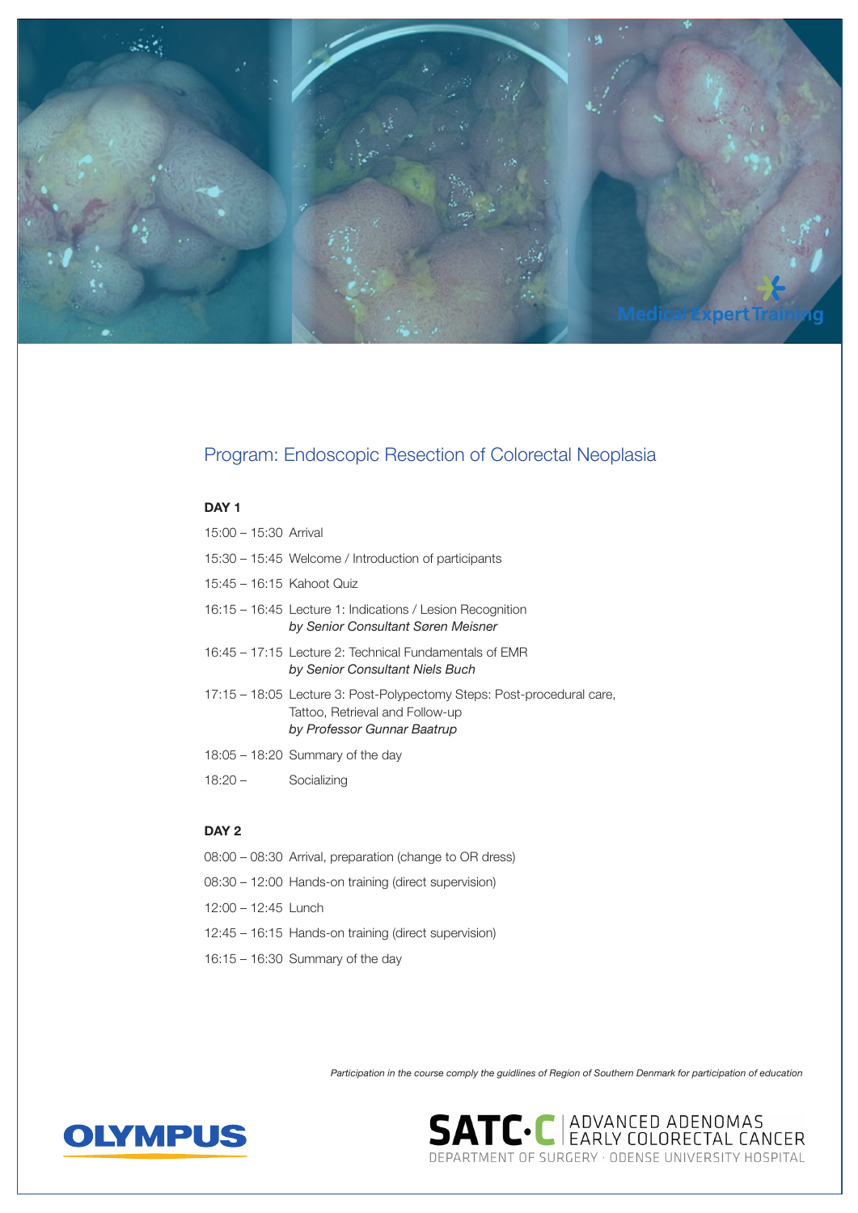## Program: Endoscopic Resection of Colorectal Neoplasia

### DAY 1

15:00 – 15:30 Arrival

15:30 – 15:45 Welcome / Introduction of participants

15:45 – 16:15 Kahoot Quiz

16:15 – 16:45 Lecture 1: Indications / Lesion Recognition
*by Senior Consultant Søren Meisner*

16:45 – 17:15 Lecture 2: Technical Fundamentals of EMR
*by Senior Consultant Niels Buch*

17:15 – 18:05 Lecture 3: Post-Polypectomy Steps: Post-procedural care, Tattoo, Retrieval and Follow-up
*by Professor Gunnar Baatrup*

18:05 – 18:20 Summary of the day

18:20 – Socializing

### DAY 2

08:00 – 08:30 Arrival, preparation (change to OR dress)

08:30 – 12:00 Hands-on training (direct supervision)

12:00 – 12:45 Lunch

12:45 – 16:15 Hands-on training (direct supervision)

16:15 – 16:30 Summary of the day

*Participation in the course comply the guidlines of Region of Southern Denmark for participation of education*

OLYMPUS

SATC·C | ADVANCED ADENOMAS EARLY COLORECTAL CANCER
DEPARTMENT OF SURGERY · ODENSE UNIVERSITY HOSPITAL